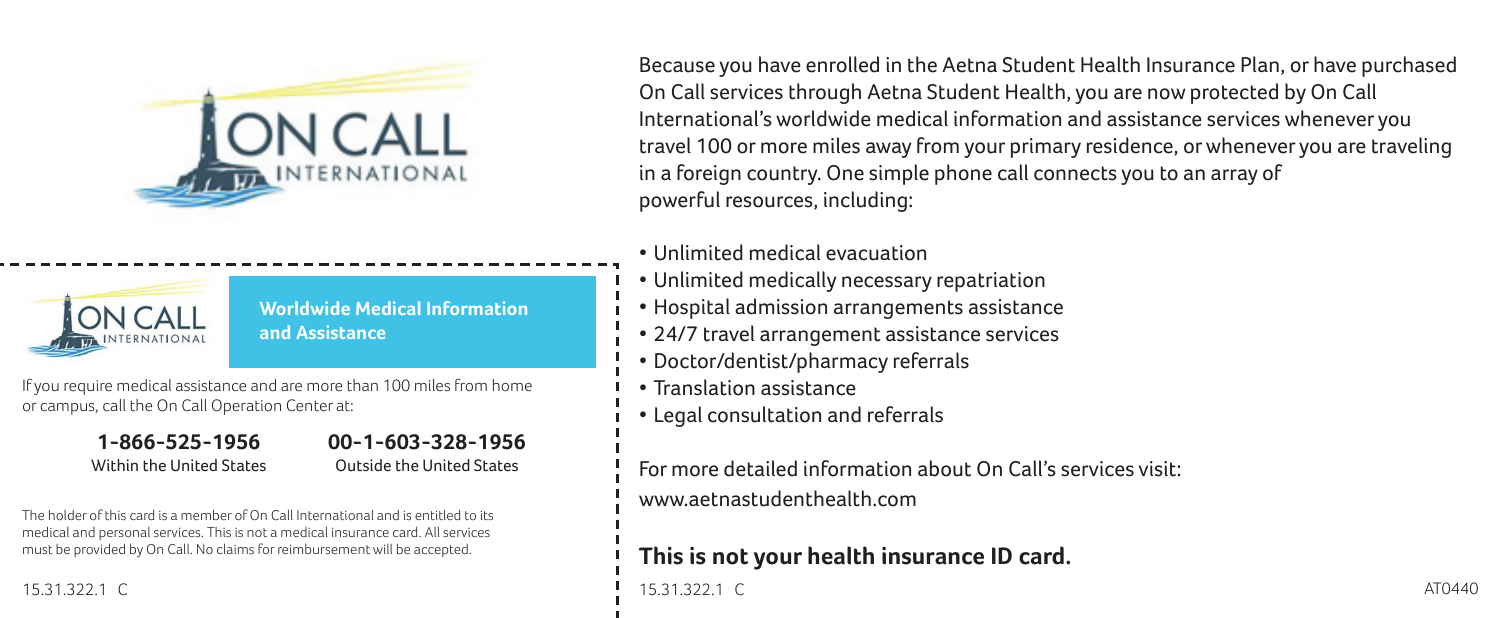ON CALL INTERNATIONAL

ON CALL INTERNATIONAL

**Worldwide Medical Information and Assistance**

If you require medical assistance and are more than 100 miles from home or campus, call the On Call Operation Center at:

**1-866-525-1956**
Within the United States

**00-1-603-328-1956**
Outside the United States

The holder of this card is a member of On Call International and is entitled to its medical and personal services. This is not a medical insurance card. All services must be provided by On Call. No claims for reimbursement will be accepted.

15.31.322.1 C

Because you have enrolled in the Aetna Student Health Insurance Plan, or have purchased On Call services through Aetna Student Health, you are now protected by On Call International's worldwide medical information and assistance services whenever you travel 100 or more miles away from your primary residence, or whenever you are traveling in a foreign country. One simple phone call connects you to an array of powerful resources, including:

- Unlimited medical evacuation
- Unlimited medically necessary repatriation
- Hospital admission arrangements assistance
- 24/7 travel arrangement assistance services
- Doctor/dentist/pharmacy referrals
- Translation assistance
- Legal consultation and referrals

For more detailed information about On Call's services visit:
www.aetnastudenthealth.com

**This is not your health insurance ID card.**

15.31.322.1 C

AT0440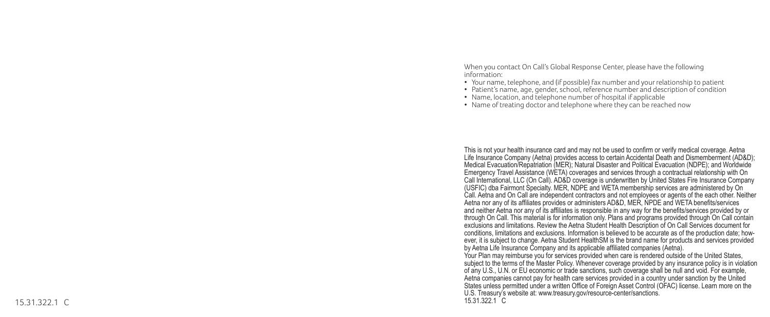When you contact On Call's Global Response Center, please have the following information:

- Your name, telephone, and (if possible) fax number and your relationship to patient
- Patient's name, age, gender, school, reference number and description of condition
- Name, location, and telephone number of hospital if applicable
- Name of treating doctor and telephone where they can be reached now

This is not your health insurance card and may not be used to confirm or verify medical coverage. Aetna Life Insurance Company (Aetna) provides access to certain Accidental Death and Dismemberment (AD&D); Medical Evacuation/Repatriation (MER); Natural Disaster and Political Evacuation (NDPE); and Worldwide Emergency Travel Assistance (WETA) coverages and services through a contractual relationship with On Call International, LLC (On Call). AD&D coverage is underwritten by United States Fire Insurance Company (USFIC) dba Fairmont Specialty. MER, NDPE and WETA membership services are administered by On Call. Aetna and On Call are independent contractors and not employees or agents of the each other. Neither Aetna nor any of its affiliates provides or administers AD&D, MER, NPDE and WETA benefits/services and neither Aetna nor any of its affiliates is responsible in any way for the benefits/services provided by or through On Call. This material is for information only. Plans and programs provided through On Call contain exclusions and limitations. Review the Aetna Student Health Description of On Call Services document for conditions, limitations and exclusions. Information is believed to be accurate as of the production date; however, it is subject to change. Aetna Student HealthSM is the brand name for products and services provided by Aetna Life Insurance Company and its applicable affiliated companies (Aetna).

Your Plan may reimburse you for services provided when care is rendered outside of the United States, subject to the terms of the Master Policy. Whenever coverage provided by any insurance policy is in violation of any U.S., U.N. or EU economic or trade sanctions, such coverage shall be null and void. For example, Aetna companies cannot pay for health care services provided in a country under sanction by the United States unless permitted under a written Office of Foreign Asset Control (OFAC) license. Learn more on the U.S. Treasury's website at: www.treasury.gov/resource-center/sanctions.

15.31.322.1 C

15.31.322.1 C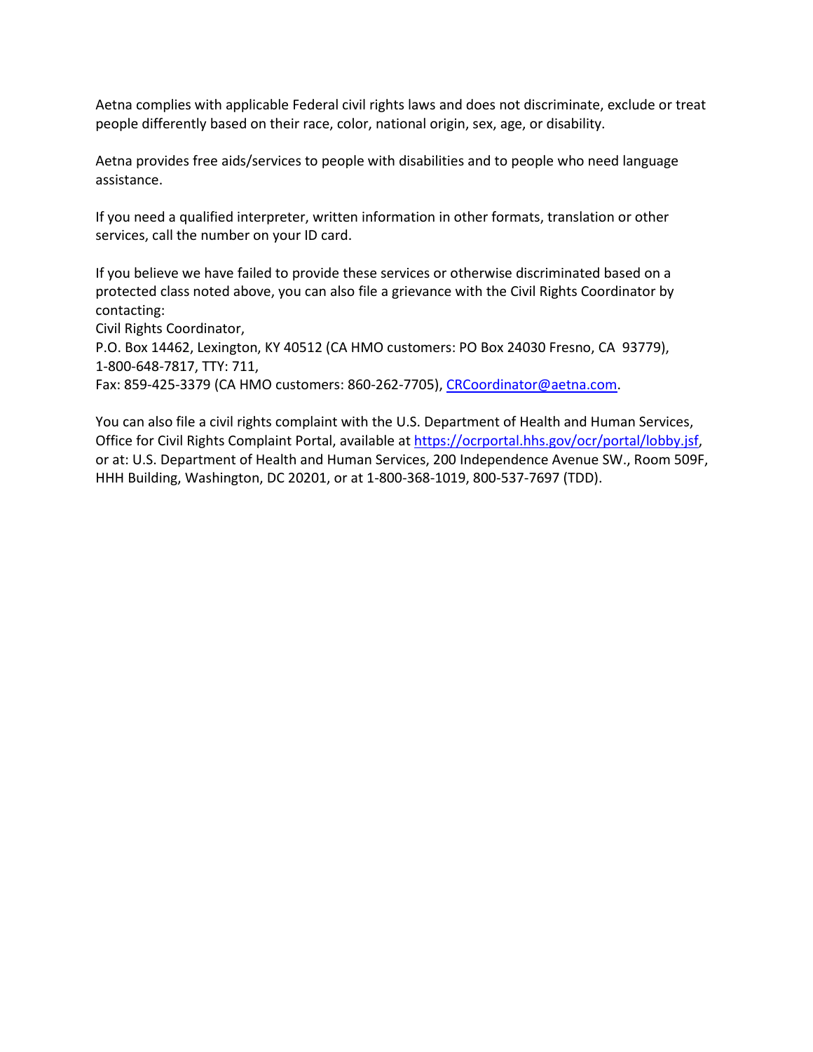Aetna complies with applicable Federal civil rights laws and does not discriminate, exclude or treat people differently based on their race, color, national origin, sex, age, or disability.

Aetna provides free aids/services to people with disabilities and to people who need language assistance.

If you need a qualified interpreter, written information in other formats, translation or other services, call the number on your ID card.

If you believe we have failed to provide these services or otherwise discriminated based on a protected class noted above, you can also file a grievance with the Civil Rights Coordinator by contacting:
Civil Rights Coordinator,
P.O. Box 14462, Lexington, KY 40512 (CA HMO customers: PO Box 24030 Fresno, CA 93779),
1-800-648-7817, TTY: 711,
Fax: 859-425-3379 (CA HMO customers: 860-262-7705), [CRCoordinator@aetna.com](mailto:CRCoordinator@aetna.com).

You can also file a civil rights complaint with the U.S. Department of Health and Human Services, Office for Civil Rights Complaint Portal, available at [https://ocrportal.hhs.gov/ocr/portal/lobby.jsf](https://ocrportal.hhs.gov/ocr/portal/lobby.jsf), or at: U.S. Department of Health and Human Services, 200 Independence Avenue SW., Room 509F, HHH Building, Washington, DC 20201, or at 1-800-368-1019, 800-537-7697 (TDD).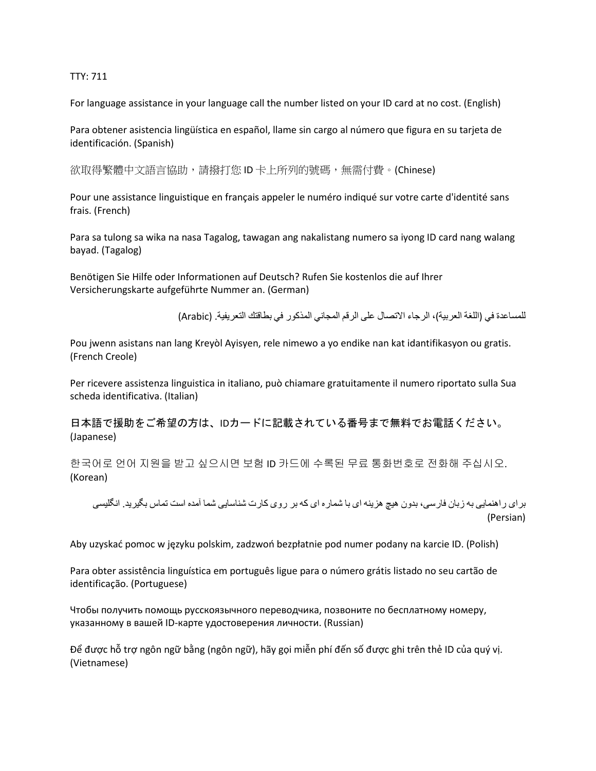TTY: 711

For language assistance in your language call the number listed on your ID card at no cost. (English)

Para obtener asistencia lingüística en español, llame sin cargo al número que figura en su tarjeta de identificación. (Spanish)

欲取得繁體中文語言協助，請撥打您 ID 卡上所列的號碼，無需付費。(Chinese)

Pour une assistance linguistique en français appeler le numéro indiqué sur votre carte d'identité sans frais. (French)

Para sa tulong sa wika na nasa Tagalog, tawagan ang nakalistang numero sa iyong ID card nang walang bayad. (Tagalog)

Benötigen Sie Hilfe oder Informationen auf Deutsch? Rufen Sie kostenlos die auf Ihrer Versicherungskarte aufgeführte Nummer an. (German)

للمساعدة في (اللغة العربية)، الرجاء الاتصال على الرقم المجاني المذكور في بطاقتك التعريفية. (Arabic)

Pou jwenn asistans nan lang Kreyòl Ayisyen, rele nimewo a yo endike nan kat idantifikasyon ou gratis. (French Creole)

Per ricevere assistenza linguistica in italiano, può chiamare gratuitamente il numero riportato sulla Sua scheda identificativa. (Italian)

日本語で援助をご希望の方は、IDカードに記載されている番号まで無料でお電話ください。(Japanese)

한국어로 언어 지원을 받고 싶으시면 보험 ID 카드에 수록된 무료 통화번호로 전화해 주십시오. (Korean)

برای راهنمایی به زبان فارسی، بدون هیچ هزینه ای با شماره ای که بر روی کارت شناسایی شما آمده است تماس بگیرید. انگلیسی (Persian)

Aby uzyskać pomoc w języku polskim, zadzwoń bezpłatnie pod numer podany na karcie ID. (Polish)

Para obter assistência linguística em português ligue para o número grátis listado no seu cartão de identificação. (Portuguese)

Чтобы получить помощь русскоязычного переводчика, позвоните по бесплатному номеру, указанному в вашей ID-карте удостоверения личности. (Russian)

Để được hỗ trợ ngôn ngữ bằng (ngôn ngữ), hãy gọi miễn phí đến số được ghi trên thẻ ID của quý vị. (Vietnamese)